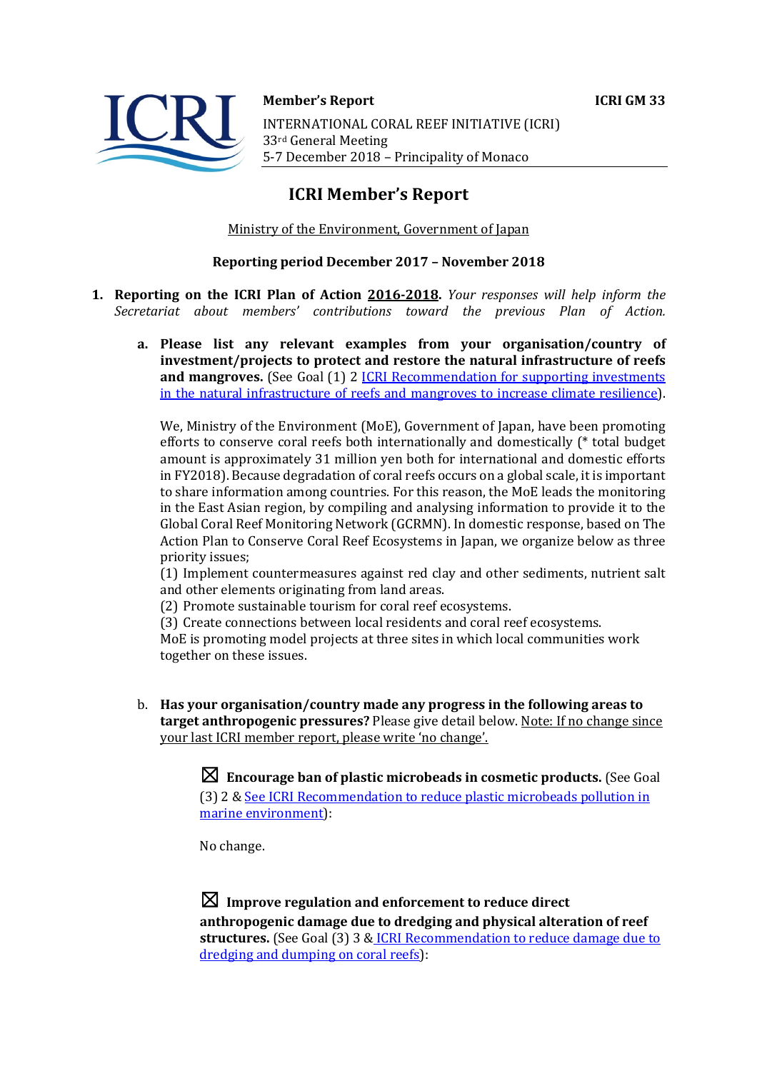**Member's Report** **ICRI GM 33**

INTERNATIONAL CORAL REEF INITIATIVE (ICRI)
33rd General Meeting
5-7 December 2018 – Principality of Monaco

# ICRI Member's Report

Ministry of the Environment, Government of Japan

**Reporting period December 2017 – November 2018**

1. **Reporting on the ICRI Plan of Action 2016-2018.** *Your responses will help inform the Secretariat about members' contributions toward the previous Plan of Action.*

   a. **Please list any relevant examples from your organisation/country of investment/projects to protect and restore the natural infrastructure of reefs and mangroves.** (See Goal (1) 2 ICRI Recommendation for supporting investments in the natural infrastructure of reefs and mangroves to increase climate resilience).

   We, Ministry of the Environment (MoE), Government of Japan, have been promoting efforts to conserve coral reefs both internationally and domestically (* total budget amount is approximately 31 million yen both for international and domestic efforts in FY2018). Because degradation of coral reefs occurs on a global scale, it is important to share information among countries. For this reason, the MoE leads the monitoring in the East Asian region, by compiling and analysing information to provide it to the Global Coral Reef Monitoring Network (GCRMN). In domestic response, based on The Action Plan to Conserve Coral Reef Ecosystems in Japan, we organize below as three priority issues;
   (1) Implement countermeasures against red clay and other sediments, nutrient salt and other elements originating from land areas.
   (2) Promote sustainable tourism for coral reef ecosystems.
   (3) Create connections between local residents and coral reef ecosystems.
   MoE is promoting model projects at three sites in which local communities work together on these issues.

   b. **Has your organisation/country made any progress in the following areas to target anthropogenic pressures?** Please give detail below. Note: If no change since your last ICRI member report, please write 'no change'.

   ☒ **Encourage ban of plastic microbeads in cosmetic products.** (See Goal (3) 2 & See ICRI Recommendation to reduce plastic microbeads pollution in marine environment):

   No change.

   ☒ **Improve regulation and enforcement to reduce direct anthropogenic damage due to dredging and physical alteration of reef structures.** (See Goal (3) 3 & ICRI Recommendation to reduce damage due to dredging and dumping on coral reefs):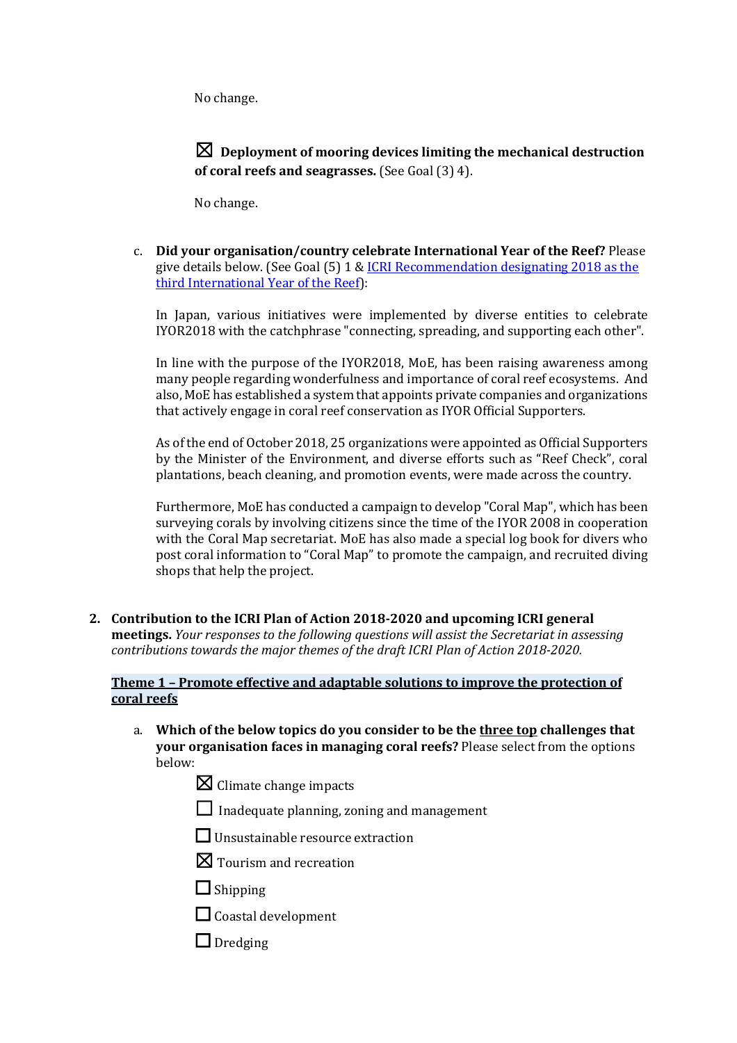No change.

☒ **Deployment of mooring devices limiting the mechanical destruction of coral reefs and seagrasses.** (See Goal (3) 4).

No change.

c. **Did your organisation/country celebrate International Year of the Reef?** Please give details below. (See Goal (5) 1 & [ICRI Recommendation designating 2018 as the third International Year of the Reef]):

In Japan, various initiatives were implemented by diverse entities to celebrate IYOR2018 with the catchphrase "connecting, spreading, and supporting each other".

In line with the purpose of the IYOR2018, MoE, has been raising awareness among many people regarding wonderfulness and importance of coral reef ecosystems. And also, MoE has established a system that appoints private companies and organizations that actively engage in coral reef conservation as IYOR Official Supporters.

As of the end of October 2018, 25 organizations were appointed as Official Supporters by the Minister of the Environment, and diverse efforts such as "Reef Check", coral plantations, beach cleaning, and promotion events, were made across the country.

Furthermore, MoE has conducted a campaign to develop "Coral Map", which has been surveying corals by involving citizens since the time of the IYOR 2008 in cooperation with the Coral Map secretariat. MoE has also made a special log book for divers who post coral information to "Coral Map" to promote the campaign, and recruited diving shops that help the project.

2. **Contribution to the ICRI Plan of Action 2018-2020 and upcoming ICRI general meetings.** *Your responses to the following questions will assist the Secretariat in assessing contributions towards the major themes of the draft ICRI Plan of Action 2018-2020.*

**Theme 1 – Promote effective and adaptable solutions to improve the protection of coral reefs**

a. **Which of the below topics do you consider to be the three top challenges that your organisation faces in managing coral reefs?** Please select from the options below:

☒ Climate change impacts

☐ Inadequate planning, zoning and management

☐ Unsustainable resource extraction

☒ Tourism and recreation

☐ Shipping

☐ Coastal development

☐ Dredging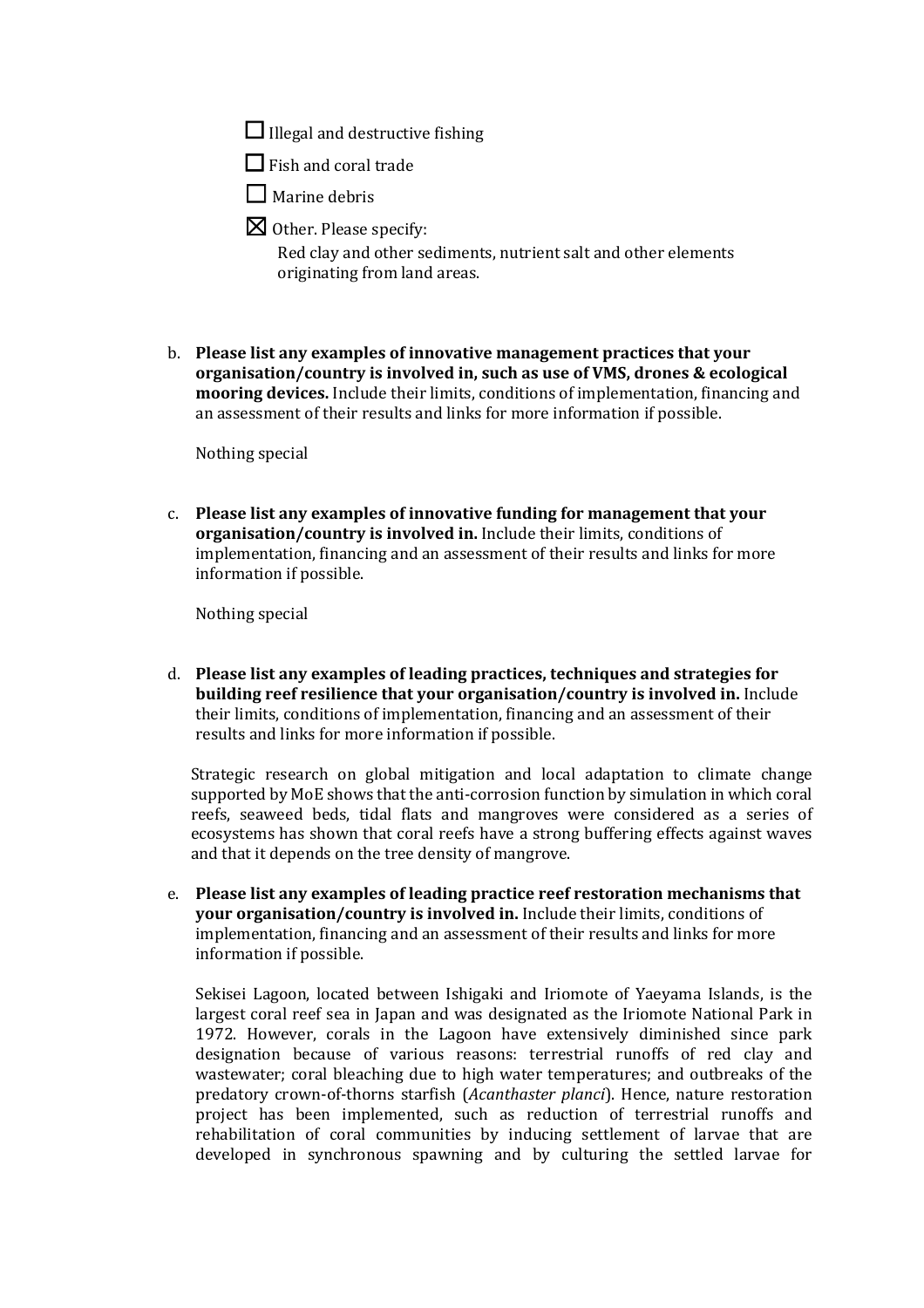☐ Illegal and destructive fishing

☐ Fish and coral trade

☐ Marine debris

☒ Other. Please specify:

Red clay and other sediments, nutrient salt and other elements originating from land areas.

b. **Please list any examples of innovative management practices that your organisation/country is involved in, such as use of VMS, drones & ecological mooring devices.** Include their limits, conditions of implementation, financing and an assessment of their results and links for more information if possible.

Nothing special

c. **Please list any examples of innovative funding for management that your organisation/country is involved in.** Include their limits, conditions of implementation, financing and an assessment of their results and links for more information if possible.

Nothing special

d. **Please list any examples of leading practices, techniques and strategies for building reef resilience that your organisation/country is involved in.** Include their limits, conditions of implementation, financing and an assessment of their results and links for more information if possible.

Strategic research on global mitigation and local adaptation to climate change supported by MoE shows that the anti-corrosion function by simulation in which coral reefs, seaweed beds, tidal flats and mangroves were considered as a series of ecosystems has shown that coral reefs have a strong buffering effects against waves and that it depends on the tree density of mangrove.

e. **Please list any examples of leading practice reef restoration mechanisms that your organisation/country is involved in.** Include their limits, conditions of implementation, financing and an assessment of their results and links for more information if possible.

Sekisei Lagoon, located between Ishigaki and Iriomote of Yaeyama Islands, is the largest coral reef sea in Japan and was designated as the Iriomote National Park in 1972. However, corals in the Lagoon have extensively diminished since park designation because of various reasons: terrestrial runoffs of red clay and wastewater; coral bleaching due to high water temperatures; and outbreaks of the predatory crown-of-thorns starfish (*Acanthaster planci*). Hence, nature restoration project has been implemented, such as reduction of terrestrial runoffs and rehabilitation of coral communities by inducing settlement of larvae that are developed in synchronous spawning and by culturing the settled larvae for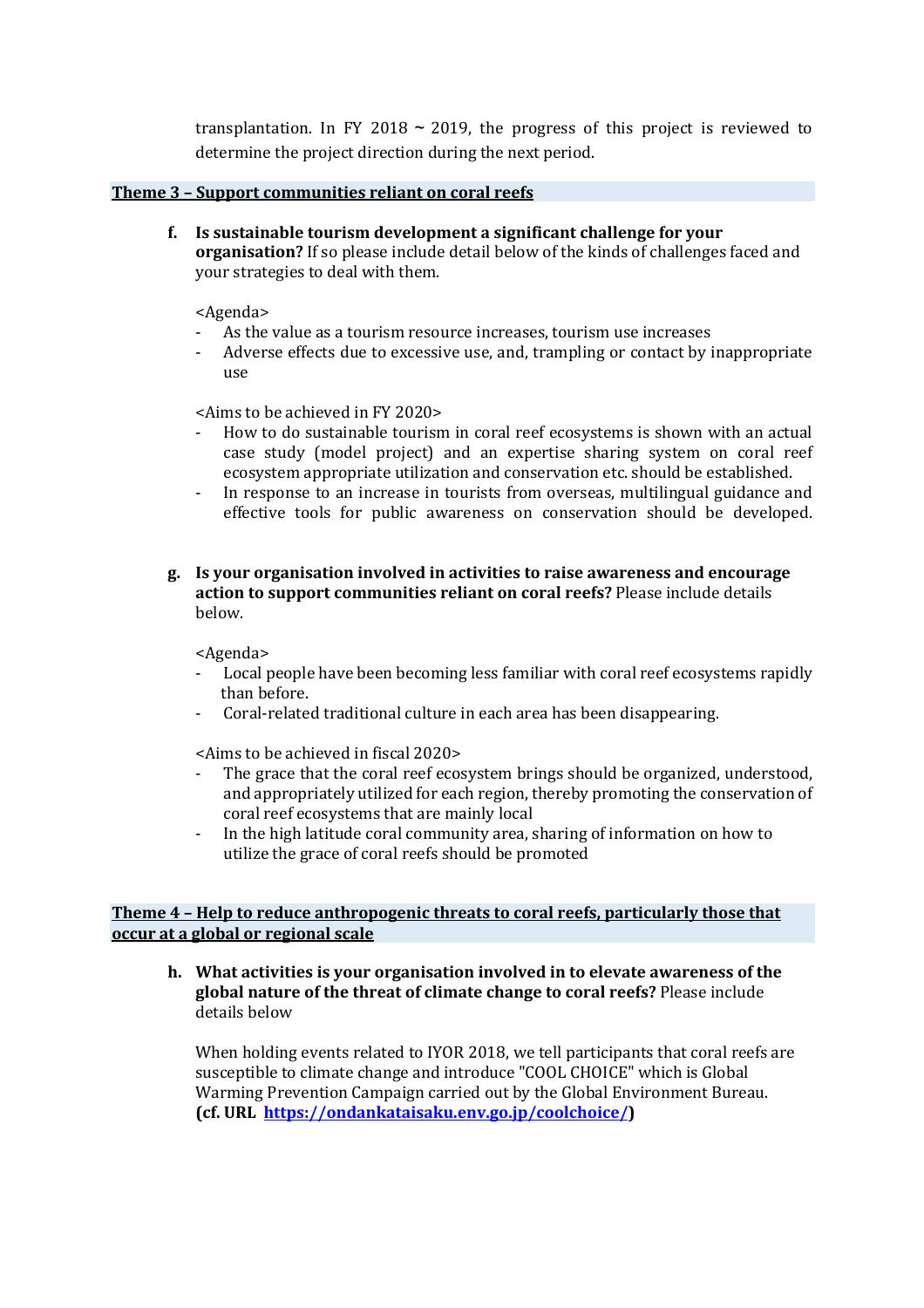transplantation. In FY 2018 ~ 2019, the progress of this project is reviewed to determine the project direction during the next period.

## Theme 3 – Support communities reliant on coral reefs

**f. Is sustainable tourism development a significant challenge for your organisation?** If so please include detail below of the kinds of challenges faced and your strategies to deal with them.

<Agenda>

- As the value as a tourism resource increases, tourism use increases
- Adverse effects due to excessive use, and, trampling or contact by inappropriate use

<Aims to be achieved in FY 2020>

- How to do sustainable tourism in coral reef ecosystems is shown with an actual case study (model project) and an expertise sharing system on coral reef ecosystem appropriate utilization and conservation etc. should be established.
- In response to an increase in tourists from overseas, multilingual guidance and effective tools for public awareness on conservation should be developed.

**g. Is your organisation involved in activities to raise awareness and encourage action to support communities reliant on coral reefs?** Please include details below.

<Agenda>

- Local people have been becoming less familiar with coral reef ecosystems rapidly than before.
- Coral-related traditional culture in each area has been disappearing.

<Aims to be achieved in fiscal 2020>

- The grace that the coral reef ecosystem brings should be organized, understood, and appropriately utilized for each region, thereby promoting the conservation of coral reef ecosystems that are mainly local
- In the high latitude coral community area, sharing of information on how to utilize the grace of coral reefs should be promoted

## Theme 4 – Help to reduce anthropogenic threats to coral reefs, particularly those that occur at a global or regional scale

**h. What activities is your organisation involved in to elevate awareness of the global nature of the threat of climate change to coral reefs?** Please include details below

When holding events related to IYOR 2018, we tell participants that coral reefs are susceptible to climate change and introduce "COOL CHOICE" which is Global Warming Prevention Campaign carried out by the Global Environment Bureau. **(cf. URL https://ondankataisaku.env.go.jp/coolchoice/)**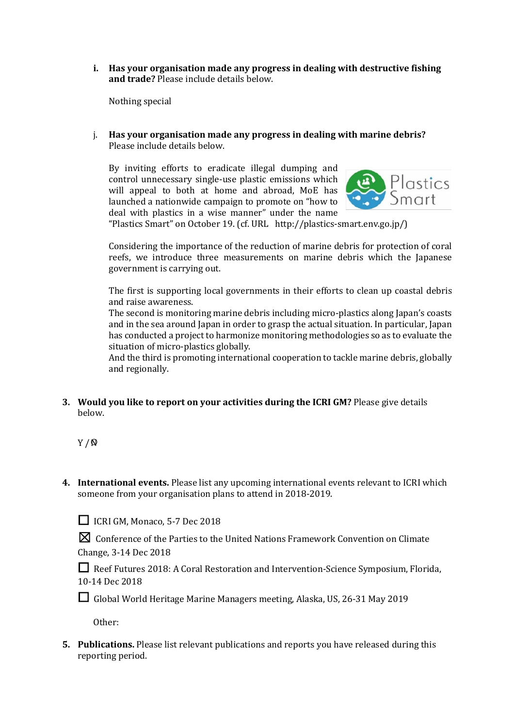i. **Has your organisation made any progress in dealing with destructive fishing and trade?** Please include details below.

   Nothing special

j. **Has your organisation made any progress in dealing with marine debris?** Please include details below.

   By inviting efforts to eradicate illegal dumping and control unnecessary single-use plastic emissions which will appeal to both at home and abroad, MoE has launched a nationwide campaign to promote on "how to deal with plastics in a wise manner" under the name "Plastics Smart" on October 19. (cf. URL http://plastics-smart.env.go.jp/)

   Considering the importance of the reduction of marine debris for protection of coral reefs, we introduce three measurements on marine debris which the Japanese government is carrying out.

   The first is supporting local governments in their efforts to clean up coastal debris and raise awareness.
   The second is monitoring marine debris including micro-plastics along Japan's coasts and in the sea around Japan in order to grasp the actual situation. In particular, Japan has conducted a project to harmonize monitoring methodologies so as to evaluate the situation of micro-plastics globally.
   And the third is promoting international cooperation to tackle marine debris, globally and regionally.

3. **Would you like to report on your activities during the ICRI GM?** Please give details below.

   Y / N

4. **International events.** Please list any upcoming international events relevant to ICRI which someone from your organisation plans to attend in 2018-2019.

   ☐ ICRI GM, Monaco, 5-7 Dec 2018

   ☒ Conference of the Parties to the United Nations Framework Convention on Climate Change, 3-14 Dec 2018

   ☐ Reef Futures 2018: A Coral Restoration and Intervention-Science Symposium, Florida, 10-14 Dec 2018

   ☐ Global World Heritage Marine Managers meeting, Alaska, US, 26-31 May 2019

   Other:

5. **Publications.** Please list relevant publications and reports you have released during this reporting period.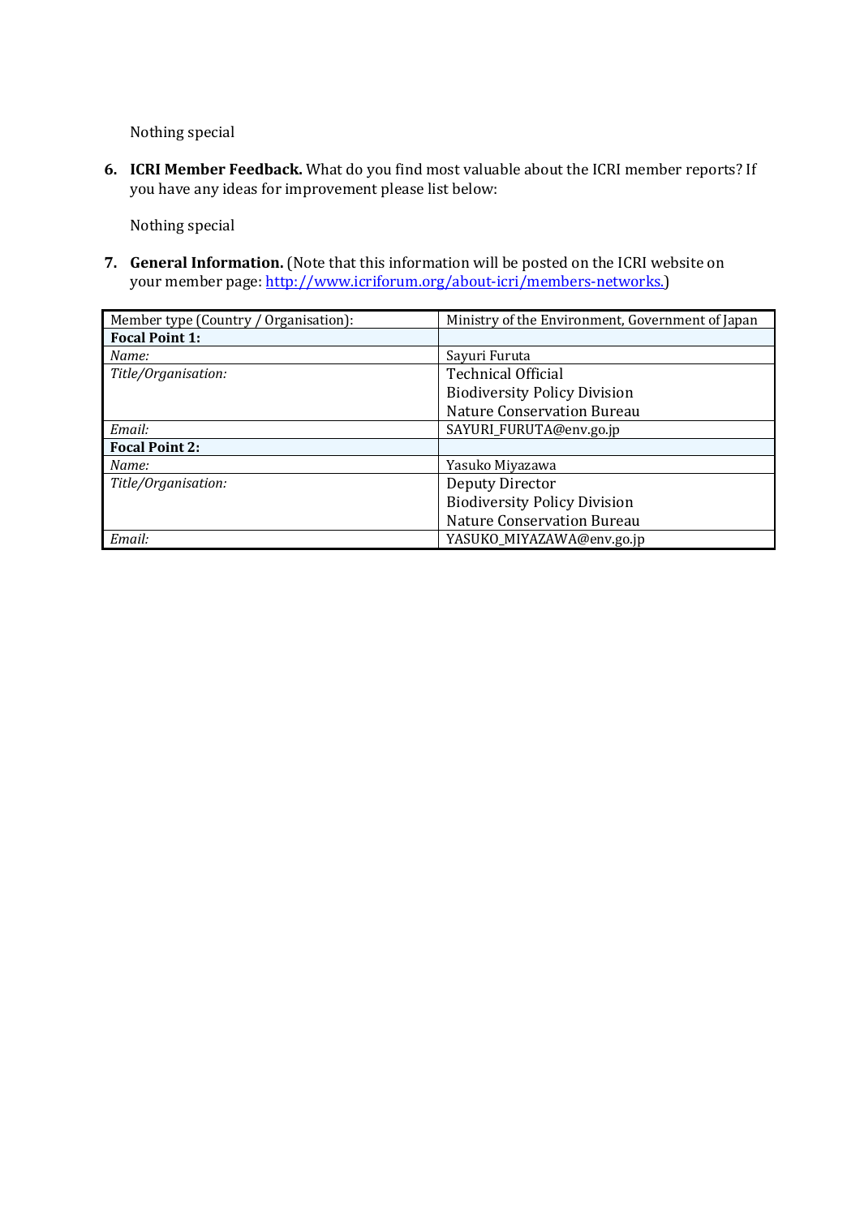Nothing special

6. **ICRI Member Feedback.** What do you find most valuable about the ICRI member reports? If you have any ideas for improvement please list below:

   Nothing special

7. **General Information.** (Note that this information will be posted on the ICRI website on your member page: [http://www.icriforum.org/about-icri/members-networks.](http://www.icriforum.org/about-icri/members-networks))

| | |
|---|---|
| Member type (Country / Organisation): | Ministry of the Environment, Government of Japan |
| **Focal Point 1:** | |
| *Name:* | Sayuri Furuta |
| *Title/Organisation:* | Technical Official<br>Biodiversity Policy Division<br>Nature Conservation Bureau |
| *Email:* | SAYURI_FURUTA@env.go.jp |
| **Focal Point 2:** | |
| *Name:* | Yasuko Miyazawa |
| *Title/Organisation:* | Deputy Director<br>Biodiversity Policy Division<br>Nature Conservation Bureau |
| *Email:* | YASUKO_MIYAZAWA@env.go.jp |